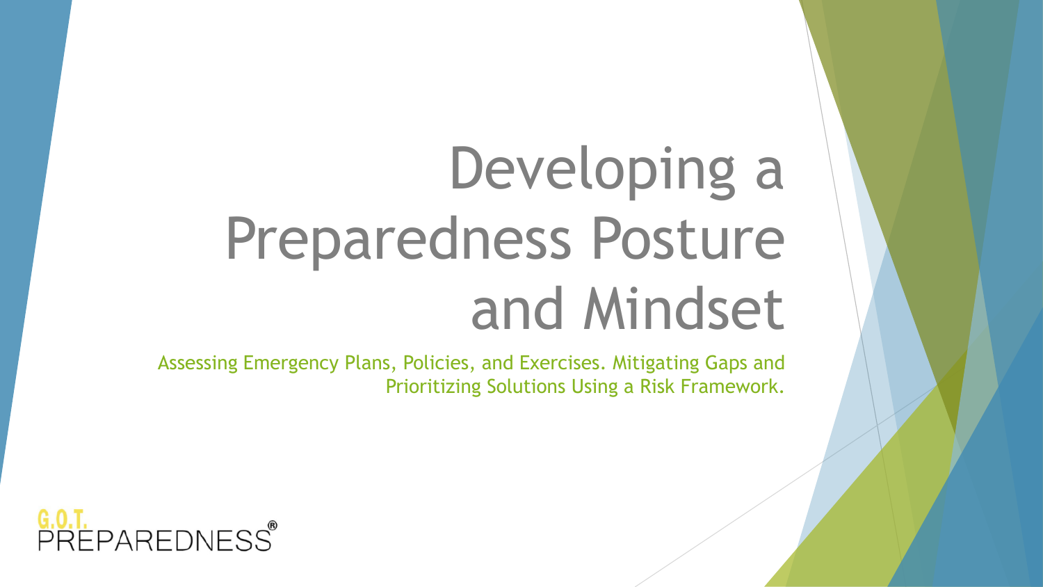# Developing a Preparedness Posture and Mindset

Assessing Emergency Plans, Policies, and Exercises. Mitigating Gaps and Prioritizing Solutions Using a Risk Framework.

G.O.T. PREPAREDNESS®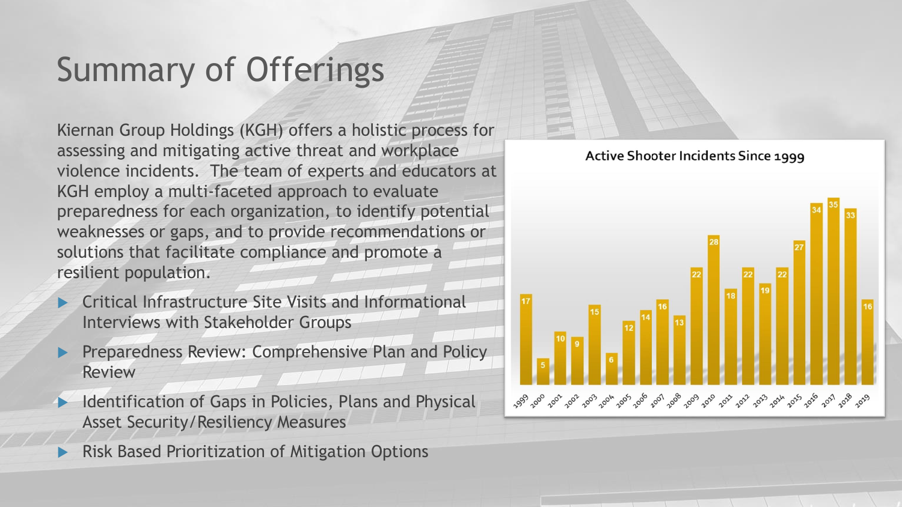# Summary of Offerings

Kiernan Group Holdings (KGH) offers a holistic process for assessing and mitigating active threat and workplace violence incidents. The team of experts and educators at KGH employ a multi-faceted approach to evaluate preparedness for each organization, to identify potential weaknesses or gaps, and to provide recommendations or solutions that facilitate compliance and promote a resilient population.

- Critical Infrastructure Site Visits and Informational Interviews with Stakeholder Groups
- Preparedness Review: Comprehensive Plan and Policy Review
- Identification of Gaps in Policies, Plans and Physical Asset Security/Resiliency Measures
- Risk Based Prioritization of Mitigation Options

**Active Shooter Incidents Since 1999**

| Year | Incidents |
| --- | --- |
| 1999 | 17 |
| 2000 | 5 |
| 2001 | 10 |
| 2002 | 9 |
| 2003 | 15 |
| 2004 | 6 |
| 2005 | 12 |
| 2006 | 14 |
| 2007 | 16 |
| 2008 | 13 |
| 2009 | 22 |
| 2010 | 28 |
| 2011 | 18 |
| 2012 | 22 |
| 2013 | 19 |
| 2014 | 22 |
| 2015 | 27 |
| 2016 | 34 |
| 2017 | 35 |
| 2018 | 33 |
| 2019 | 16 |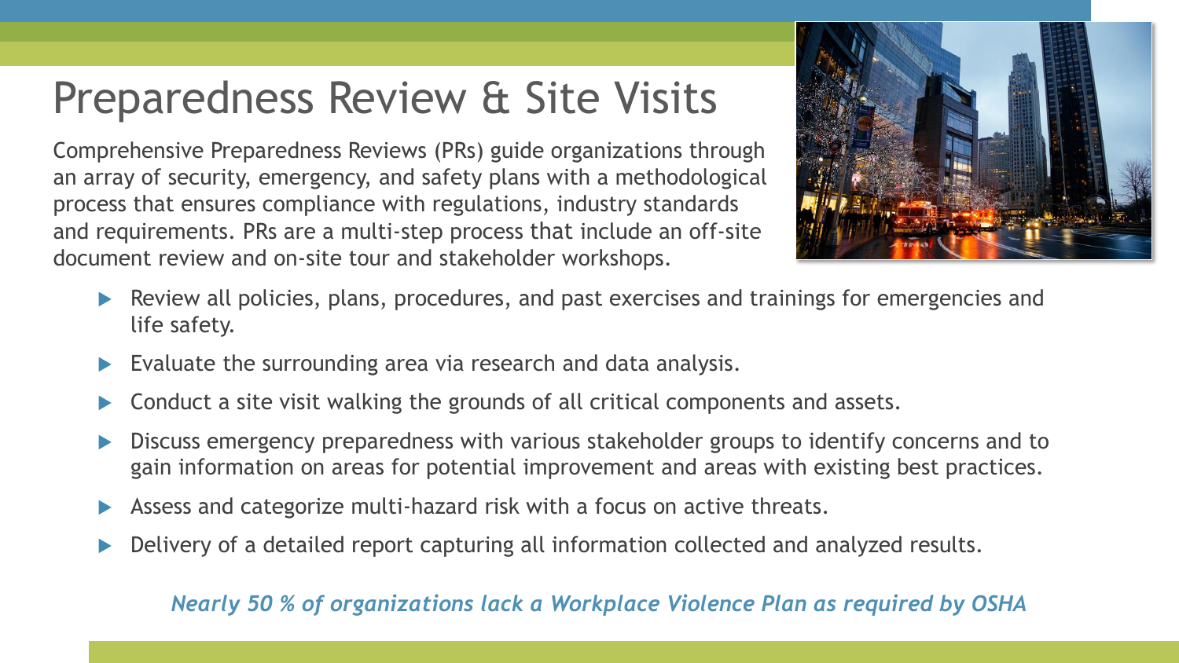# Preparedness Review & Site Visits

Comprehensive Preparedness Reviews (PRs) guide organizations through an array of security, emergency, and safety plans with a methodological process that ensures compliance with regulations, industry standards and requirements. PRs are a multi-step process that include an off-site document review and on-site tour and stakeholder workshops.

- Review all policies, plans, procedures, and past exercises and trainings for emergencies and life safety.
- Evaluate the surrounding area via research and data analysis.
- Conduct a site visit walking the grounds of all critical components and assets.
- Discuss emergency preparedness with various stakeholder groups to identify concerns and to gain information on areas for potential improvement and areas with existing best practices.
- Assess and categorize multi-hazard risk with a focus on active threats.
- Delivery of a detailed report capturing all information collected and analyzed results.

***Nearly 50 % of organizations lack a Workplace Violence Plan as required by OSHA***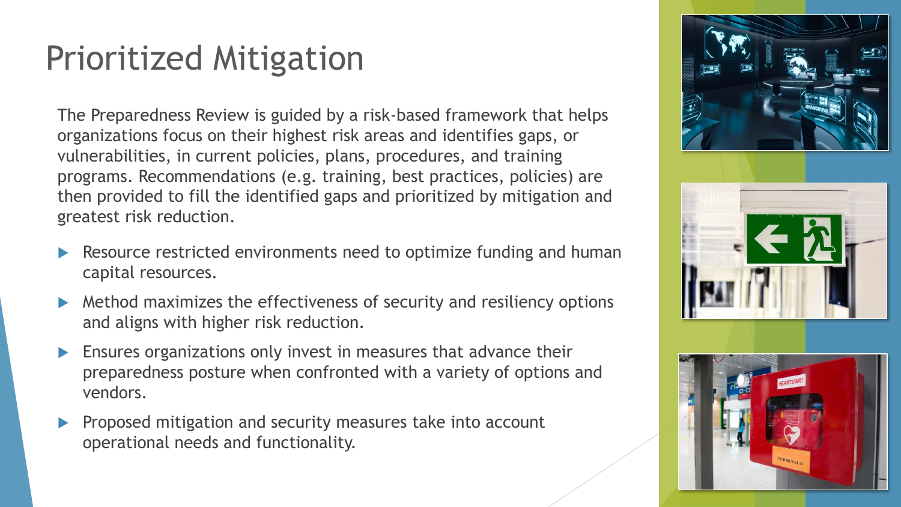# Prioritized Mitigation

The Preparedness Review is guided by a risk-based framework that helps organizations focus on their highest risk areas and identifies gaps, or vulnerabilities, in current policies, plans, procedures, and training programs. Recommendations (e.g. training, best practices, policies) are then provided to fill the identified gaps and prioritized by mitigation and greatest risk reduction.

- Resource restricted environments need to optimize funding and human capital resources.
- Method maximizes the effectiveness of security and resiliency options and aligns with higher risk reduction.
- Ensures organizations only invest in measures that advance their preparedness posture when confronted with a variety of options and vendors.
- Proposed mitigation and security measures take into account operational needs and functionality.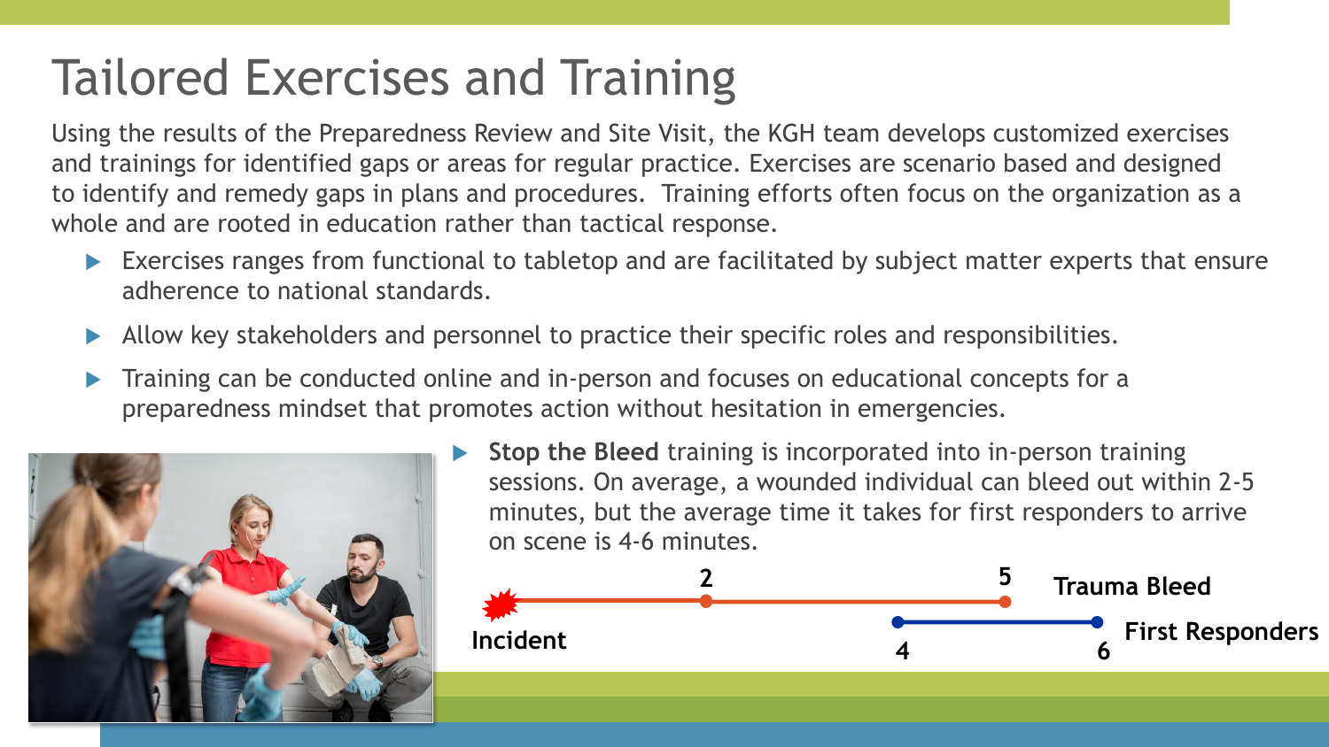# Tailored Exercises and Training

Using the results of the Preparedness Review and Site Visit, the KGH team develops customized exercises and trainings for identified gaps or areas for regular practice. Exercises are scenario based and designed to identify and remedy gaps in plans and procedures. Training efforts often focus on the organization as a whole and are rooted in education rather than tactical response.

- Exercises ranges from functional to tabletop and are facilitated by subject matter experts that ensure adherence to national standards.
- Allow key stakeholders and personnel to practice their specific roles and responsibilities.
- Training can be conducted online and in-person and focuses on educational concepts for a preparedness mindset that promotes action without hesitation in emergencies.
- **Stop the Bleed** training is incorporated into in-person training sessions. On average, a wounded individual can bleed out within 2-5 minutes, but the average time it takes for first responders to arrive on scene is 4-6 minutes.

**Incident** — **Trauma Bleed**: 2 to 5 — **First Responders**: 4 to 6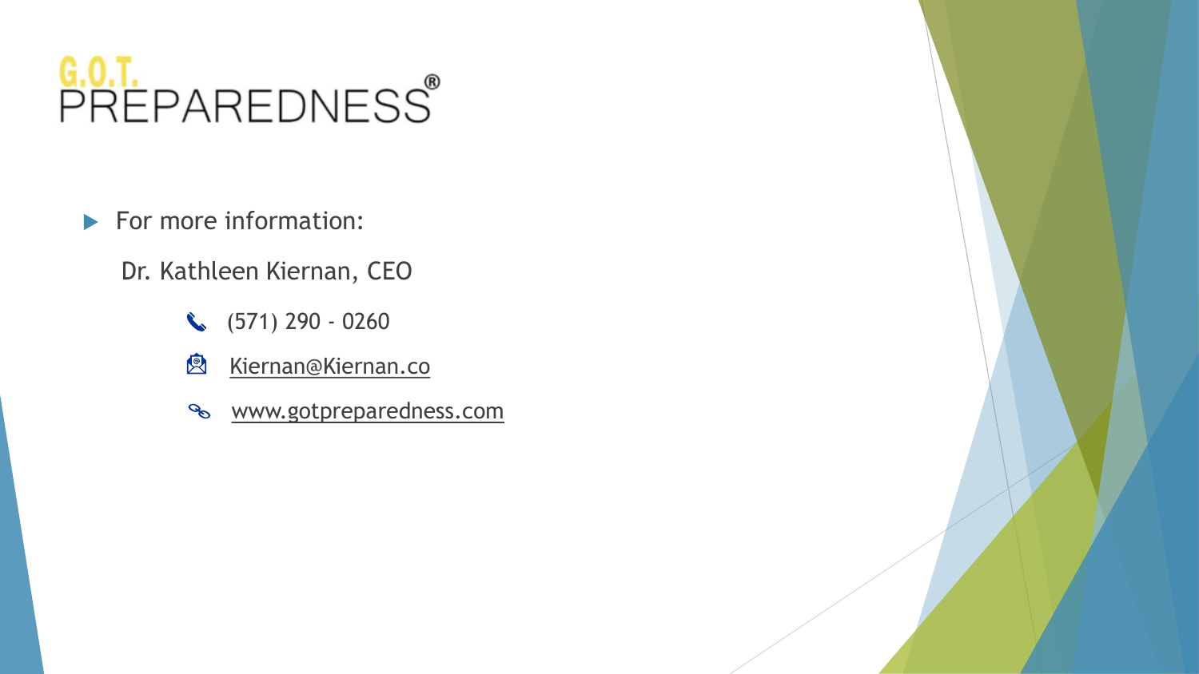G.O.T. PREPAREDNESS®

- For more information:

  Dr. Kathleen Kiernan, CEO

  - (571) 290 - 0260
  - Kiernan@Kiernan.co
  - www.gotpreparedness.com